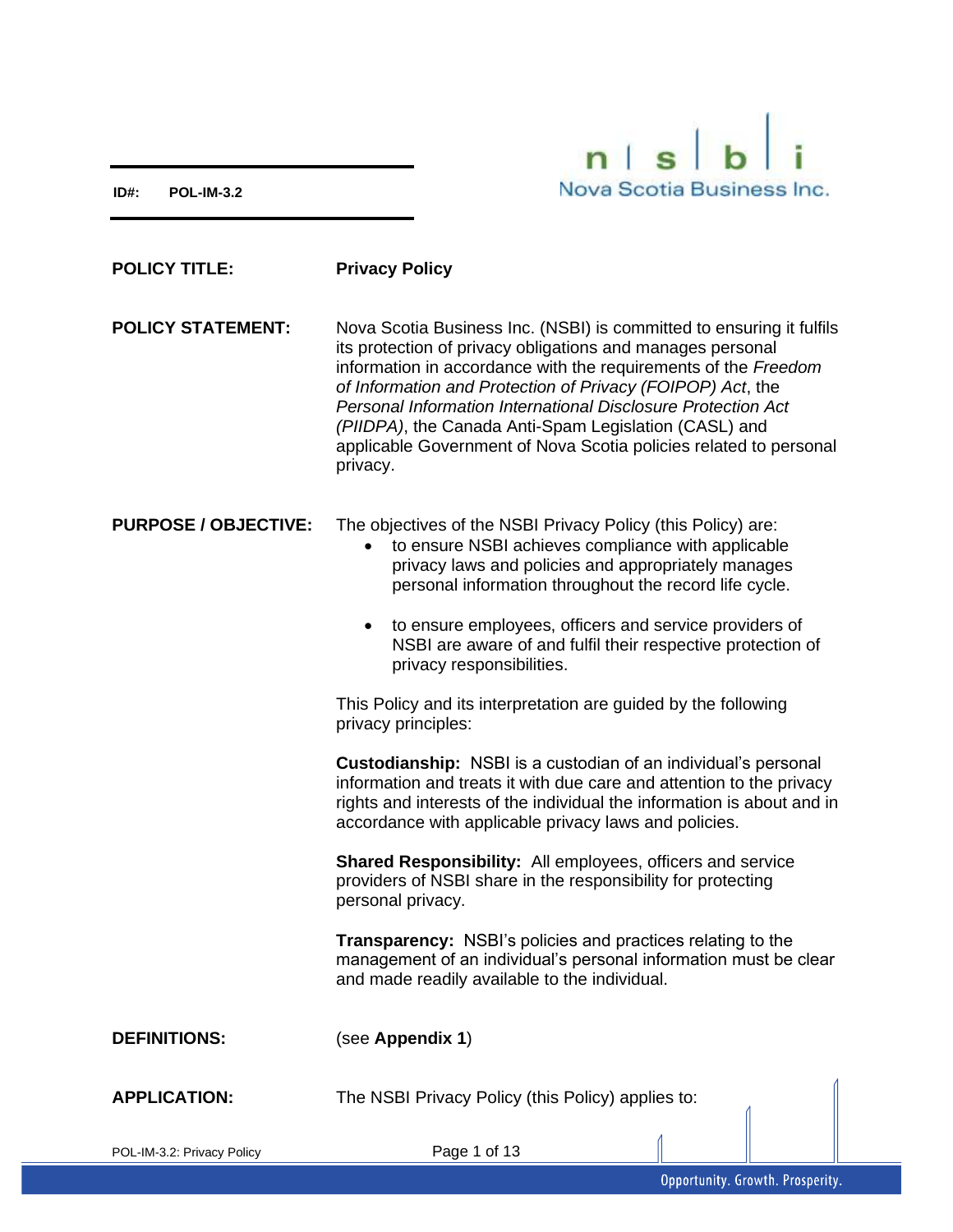**ID#: POL-IM-3.2**

Nova Scotia Business Inc.

**POLICY TITLE:** **Privacy Policy**

**POLICY STATEMENT:** Nova Scotia Business Inc. (NSBI) is committed to ensuring it fulfils its protection of privacy obligations and manages personal information in accordance with the requirements of the *Freedom of Information and Protection of Privacy (FOIPOP) Act*, the *Personal Information International Disclosure Protection Act (PIIDPA)*, the Canada Anti-Spam Legislation (CASL) and applicable Government of Nova Scotia policies related to personal privacy.

**PURPOSE / OBJECTIVE:** The objectives of the NSBI Privacy Policy (this Policy) are:

- to ensure NSBI achieves compliance with applicable privacy laws and policies and appropriately manages personal information throughout the record life cycle.

- to ensure employees, officers and service providers of NSBI are aware of and fulfil their respective protection of privacy responsibilities.

This Policy and its interpretation are guided by the following privacy principles:

**Custodianship:** NSBI is a custodian of an individual's personal information and treats it with due care and attention to the privacy rights and interests of the individual the information is about and in accordance with applicable privacy laws and policies.

**Shared Responsibility:** All employees, officers and service providers of NSBI share in the responsibility for protecting personal privacy.

**Transparency:** NSBI's policies and practices relating to the management of an individual's personal information must be clear and made readily available to the individual.

**DEFINITIONS:** (see **Appendix 1**)

**APPLICATION:** The NSBI Privacy Policy (this Policy) applies to: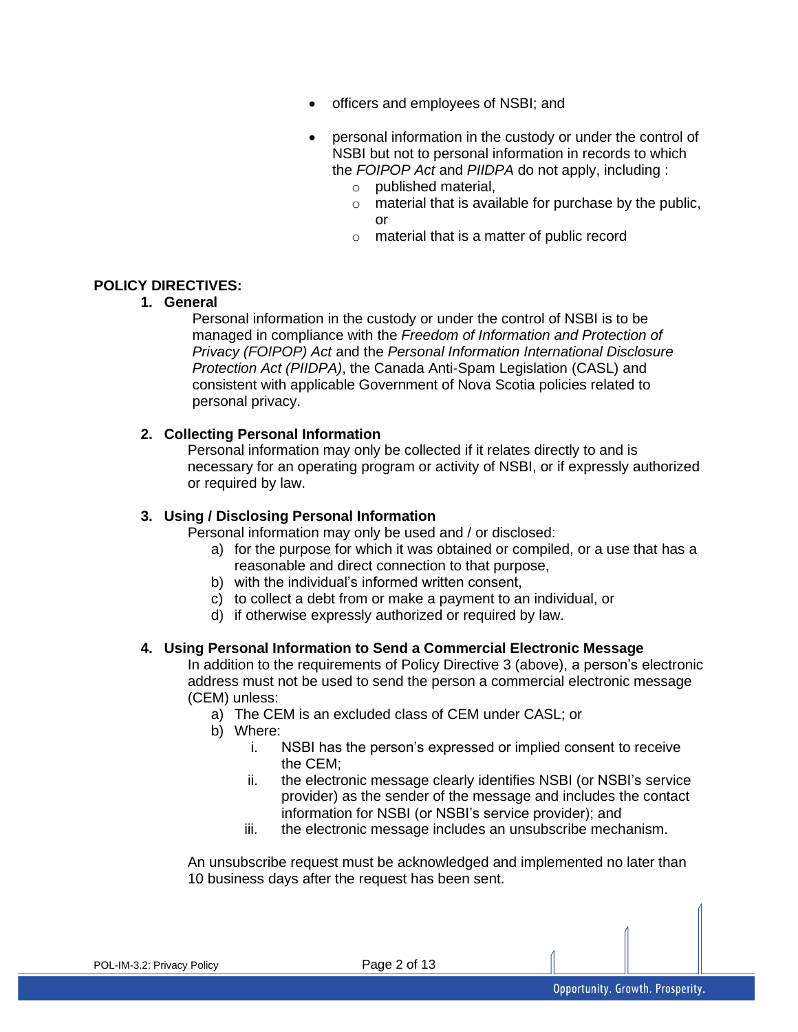- officers and employees of NSBI; and
- personal information in the custody or under the control of NSBI but not to personal information in records to which the *FOIPOP Act* and *PIIDPA* do not apply, including :
  - published material,
  - material that is available for purchase by the public, or
  - material that is a matter of public record

**POLICY DIRECTIVES:**

**1. General**

Personal information in the custody or under the control of NSBI is to be managed in compliance with the *Freedom of Information and Protection of Privacy (FOIPOP) Act* and the *Personal Information International Disclosure Protection Act (PIIDPA)*, the Canada Anti-Spam Legislation (CASL) and consistent with applicable Government of Nova Scotia policies related to personal privacy.

**2. Collecting Personal Information**

Personal information may only be collected if it relates directly to and is necessary for an operating program or activity of NSBI, or if expressly authorized or required by law.

**3. Using / Disclosing Personal Information**

Personal information may only be used and / or disclosed:

a) for the purpose for which it was obtained or compiled, or a use that has a reasonable and direct connection to that purpose,
b) with the individual's informed written consent,
c) to collect a debt from or make a payment to an individual, or
d) if otherwise expressly authorized or required by law.

**4. Using Personal Information to Send a Commercial Electronic Message**

In addition to the requirements of Policy Directive 3 (above), a person's electronic address must not be used to send the person a commercial electronic message (CEM) unless:

a) The CEM is an excluded class of CEM under CASL; or
b) Where:
   i. NSBI has the person's expressed or implied consent to receive the CEM;
   ii. the electronic message clearly identifies NSBI (or NSBI's service provider) as the sender of the message and includes the contact information for NSBI (or NSBI's service provider); and
   iii. the electronic message includes an unsubscribe mechanism.

An unsubscribe request must be acknowledged and implemented no later than 10 business days after the request has been sent.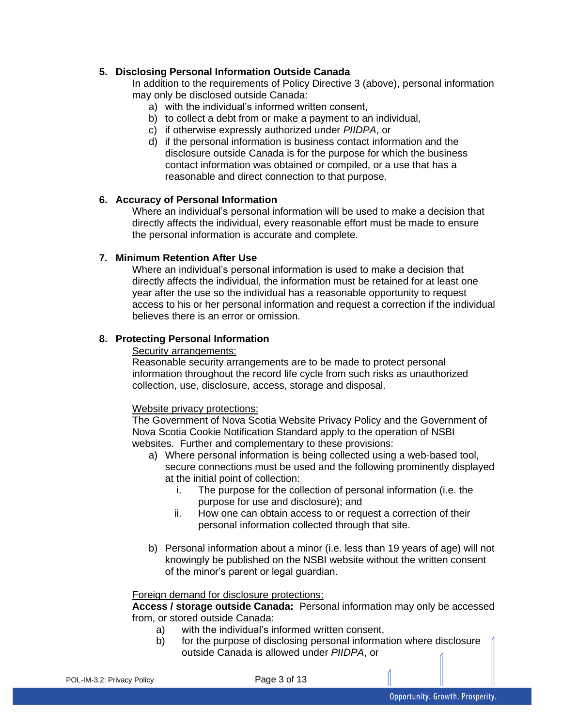## 5. Disclosing Personal Information Outside Canada

In addition to the requirements of Policy Directive 3 (above), personal information may only be disclosed outside Canada:

a) with the individual's informed written consent,
b) to collect a debt from or make a payment to an individual,
c) if otherwise expressly authorized under *PIIDPA*, or
d) if the personal information is business contact information and the disclosure outside Canada is for the purpose for which the business contact information was obtained or compiled, or a use that has a reasonable and direct connection to that purpose.

## 6. Accuracy of Personal Information

Where an individual's personal information will be used to make a decision that directly affects the individual, every reasonable effort must be made to ensure the personal information is accurate and complete.

## 7. Minimum Retention After Use

Where an individual's personal information is used to make a decision that directly affects the individual, the information must be retained for at least one year after the use so the individual has a reasonable opportunity to request access to his or her personal information and request a correction if the individual believes there is an error or omission.

## 8. Protecting Personal Information

<u>Security arrangements:</u>
Reasonable security arrangements are to be made to protect personal information throughout the record life cycle from such risks as unauthorized collection, use, disclosure, access, storage and disposal.

<u>Website privacy protections:</u>
The Government of Nova Scotia Website Privacy Policy and the Government of Nova Scotia Cookie Notification Standard apply to the operation of NSBI websites. Further and complementary to these provisions:

a) Where personal information is being collected using a web-based tool, secure connections must be used and the following prominently displayed at the initial point of collection:
   i. The purpose for the collection of personal information (i.e. the purpose for use and disclosure); and
   ii. How one can obtain access to or request a correction of their personal information collected through that site.

b) Personal information about a minor (i.e. less than 19 years of age) will not knowingly be published on the NSBI website without the written consent of the minor's parent or legal guardian.

<u>Foreign demand for disclosure protections:</u>
**Access / storage outside Canada:** Personal information may only be accessed from, or stored outside Canada:

a) with the individual's informed written consent,
b) for the purpose of disclosing personal information where disclosure outside Canada is allowed under *PIIDPA*, or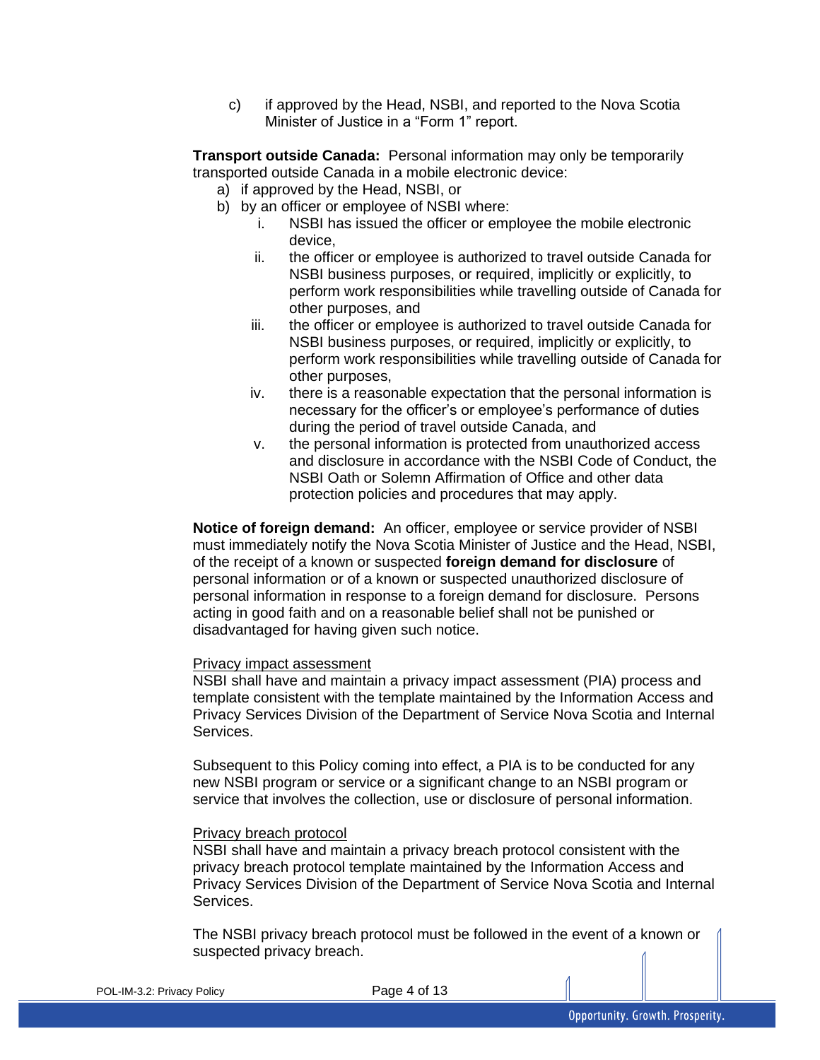c) if approved by the Head, NSBI, and reported to the Nova Scotia Minister of Justice in a "Form 1" report.

**Transport outside Canada:** Personal information may only be temporarily transported outside Canada in a mobile electronic device:

a) if approved by the Head, NSBI, or
b) by an officer or employee of NSBI where:
   i. NSBI has issued the officer or employee the mobile electronic device,
   ii. the officer or employee is authorized to travel outside Canada for NSBI business purposes, or required, implicitly or explicitly, to perform work responsibilities while travelling outside of Canada for other purposes, and
   iii. the officer or employee is authorized to travel outside Canada for NSBI business purposes, or required, implicitly or explicitly, to perform work responsibilities while travelling outside of Canada for other purposes,
   iv. there is a reasonable expectation that the personal information is necessary for the officer's or employee's performance of duties during the period of travel outside Canada, and
   v. the personal information is protected from unauthorized access and disclosure in accordance with the NSBI Code of Conduct, the NSBI Oath or Solemn Affirmation of Office and other data protection policies and procedures that may apply.

**Notice of foreign demand:** An officer, employee or service provider of NSBI must immediately notify the Nova Scotia Minister of Justice and the Head, NSBI, of the receipt of a known or suspected **foreign demand for disclosure** of personal information or of a known or suspected unauthorized disclosure of personal information in response to a foreign demand for disclosure. Persons acting in good faith and on a reasonable belief shall not be punished or disadvantaged for having given such notice.

<u>Privacy impact assessment</u>

NSBI shall have and maintain a privacy impact assessment (PIA) process and template consistent with the template maintained by the Information Access and Privacy Services Division of the Department of Service Nova Scotia and Internal Services.

Subsequent to this Policy coming into effect, a PIA is to be conducted for any new NSBI program or service or a significant change to an NSBI program or service that involves the collection, use or disclosure of personal information.

<u>Privacy breach protocol</u>

NSBI shall have and maintain a privacy breach protocol consistent with the privacy breach protocol template maintained by the Information Access and Privacy Services Division of the Department of Service Nova Scotia and Internal Services.

The NSBI privacy breach protocol must be followed in the event of a known or suspected privacy breach.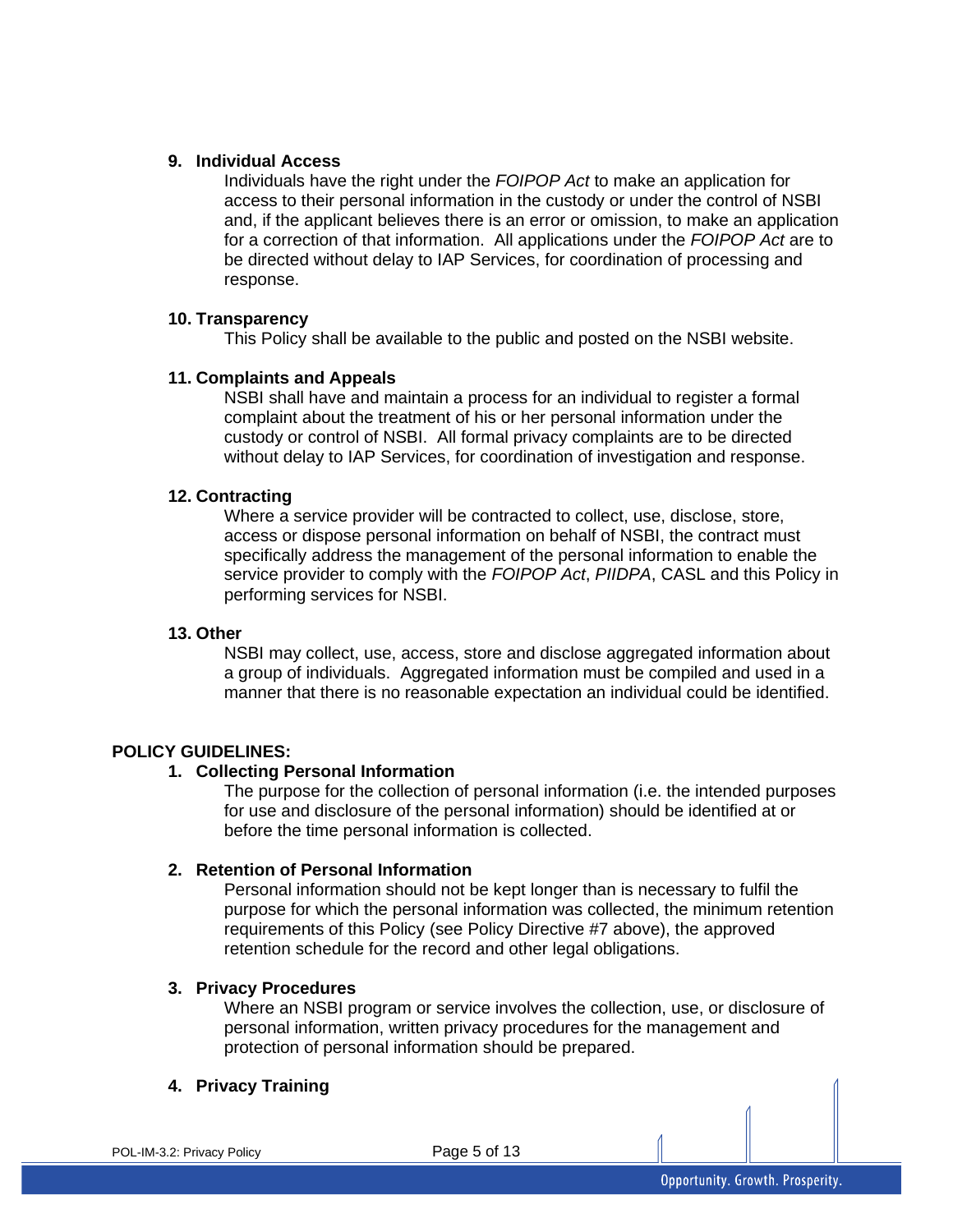### 9. Individual Access

Individuals have the right under the *FOIPOP Act* to make an application for access to their personal information in the custody or under the control of NSBI and, if the applicant believes there is an error or omission, to make an application for a correction of that information. All applications under the *FOIPOP Act* are to be directed without delay to IAP Services, for coordination of processing and response.

### 10. Transparency

This Policy shall be available to the public and posted on the NSBI website.

### 11. Complaints and Appeals

NSBI shall have and maintain a process for an individual to register a formal complaint about the treatment of his or her personal information under the custody or control of NSBI. All formal privacy complaints are to be directed without delay to IAP Services, for coordination of investigation and response.

### 12. Contracting

Where a service provider will be contracted to collect, use, disclose, store, access or dispose personal information on behalf of NSBI, the contract must specifically address the management of the personal information to enable the service provider to comply with the *FOIPOP Act*, *PIIDPA*, CASL and this Policy in performing services for NSBI.

### 13. Other

NSBI may collect, use, access, store and disclose aggregated information about a group of individuals. Aggregated information must be compiled and used in a manner that there is no reasonable expectation an individual could be identified.

## POLICY GUIDELINES:

### 1. Collecting Personal Information

The purpose for the collection of personal information (i.e. the intended purposes for use and disclosure of the personal information) should be identified at or before the time personal information is collected.

### 2. Retention of Personal Information

Personal information should not be kept longer than is necessary to fulfil the purpose for which the personal information was collected, the minimum retention requirements of this Policy (see Policy Directive #7 above), the approved retention schedule for the record and other legal obligations.

### 3. Privacy Procedures

Where an NSBI program or service involves the collection, use, or disclosure of personal information, written privacy procedures for the management and protection of personal information should be prepared.

### 4. Privacy Training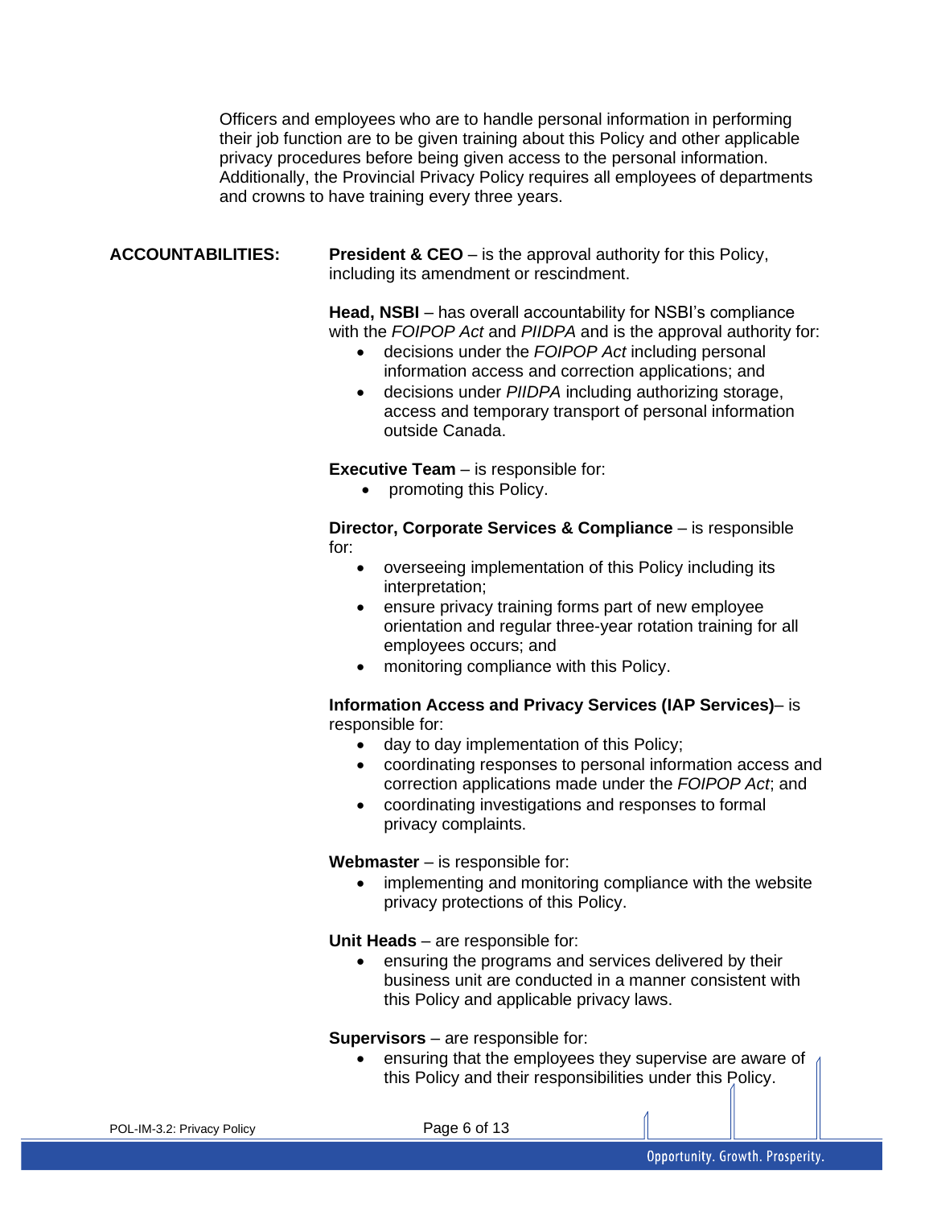Officers and employees who are to handle personal information in performing their job function are to be given training about this Policy and other applicable privacy procedures before being given access to the personal information. Additionally, the Provincial Privacy Policy requires all employees of departments and crowns to have training every three years.

**ACCOUNTABILITIES:**

**President & CEO** – is the approval authority for this Policy, including its amendment or rescindment.

**Head, NSBI** – has overall accountability for NSBI's compliance with the *FOIPOP Act* and *PIIDPA* and is the approval authority for:

- decisions under the *FOIPOP Act* including personal information access and correction applications; and
- decisions under *PIIDPA* including authorizing storage, access and temporary transport of personal information outside Canada.

**Executive Team** – is responsible for:

- promoting this Policy.

**Director, Corporate Services & Compliance** – is responsible for:

- overseeing implementation of this Policy including its interpretation;
- ensure privacy training forms part of new employee orientation and regular three-year rotation training for all employees occurs; and
- monitoring compliance with this Policy.

**Information Access and Privacy Services (IAP Services)**– is responsible for:

- day to day implementation of this Policy;
- coordinating responses to personal information access and correction applications made under the *FOIPOP Act*; and
- coordinating investigations and responses to formal privacy complaints.

**Webmaster** – is responsible for:

- implementing and monitoring compliance with the website privacy protections of this Policy.

**Unit Heads** – are responsible for:

- ensuring the programs and services delivered by their business unit are conducted in a manner consistent with this Policy and applicable privacy laws.

**Supervisors** – are responsible for:

- ensuring that the employees they supervise are aware of this Policy and their responsibilities under this Policy.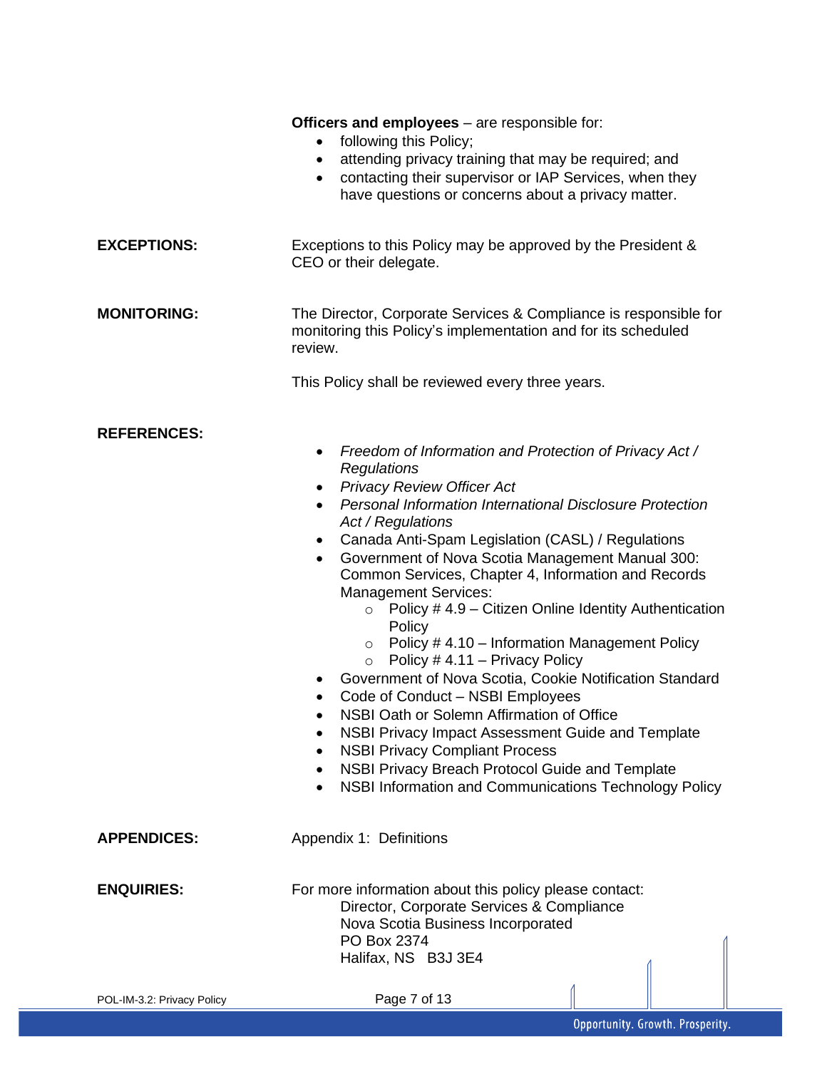**Officers and employees** – are responsible for:

- following this Policy;
- attending privacy training that may be required; and
- contacting their supervisor or IAP Services, when they have questions or concerns about a privacy matter.

**EXCEPTIONS:**

Exceptions to this Policy may be approved by the President & CEO or their delegate.

**MONITORING:**

The Director, Corporate Services & Compliance is responsible for monitoring this Policy's implementation and for its scheduled review.

This Policy shall be reviewed every three years.

**REFERENCES:**

- *Freedom of Information and Protection of Privacy Act / Regulations*
- *Privacy Review Officer Act*
- *Personal Information International Disclosure Protection Act / Regulations*
- Canada Anti-Spam Legislation (CASL) / Regulations
- Government of Nova Scotia Management Manual 300: Common Services, Chapter 4, Information and Records Management Services:
    - Policy # 4.9 – Citizen Online Identity Authentication Policy
    - Policy # 4.10 – Information Management Policy
    - Policy # 4.11 – Privacy Policy
- Government of Nova Scotia, Cookie Notification Standard
- Code of Conduct – NSBI Employees
- NSBI Oath or Solemn Affirmation of Office
- NSBI Privacy Impact Assessment Guide and Template
- NSBI Privacy Compliant Process
- NSBI Privacy Breach Protocol Guide and Template
- NSBI Information and Communications Technology Policy

**APPENDICES:**

Appendix 1: Definitions

**ENQUIRIES:**

For more information about this policy please contact:

Director, Corporate Services & Compliance
Nova Scotia Business Incorporated
PO Box 2374
Halifax, NS B3J 3E4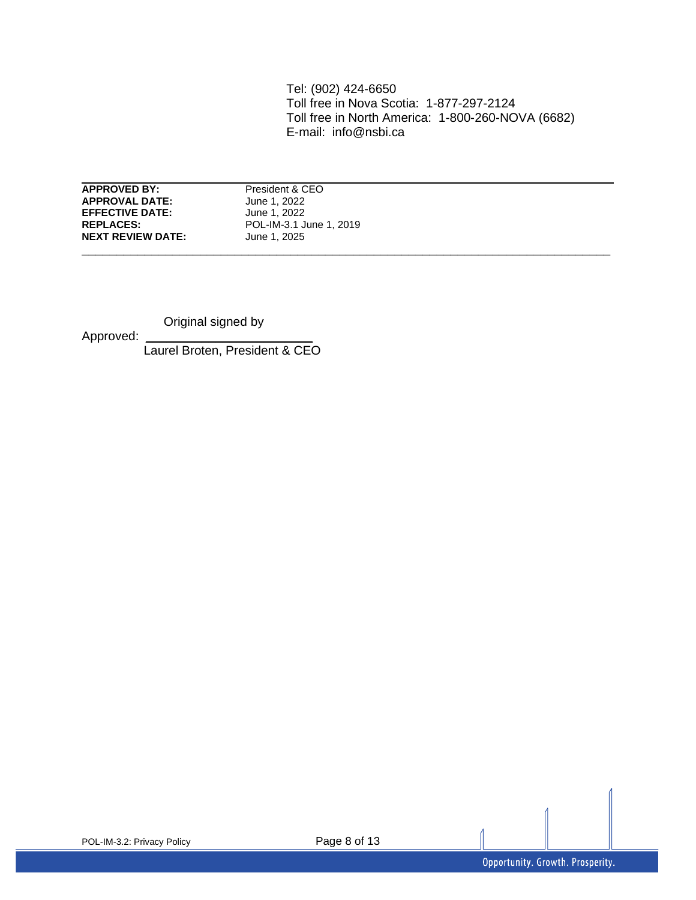Tel: (902) 424-6650
Toll free in Nova Scotia: 1-877-297-2124
Toll free in North America: 1-800-260-NOVA (6682)
E-mail: info@nsbi.ca

---

| | |
|---|---|
| **APPROVED BY:** | President & CEO |
| **APPROVAL DATE:** | June 1, 2022 |
| **EFFECTIVE DATE:** | June 1, 2022 |
| **REPLACES:** | POL-IM-3.1 June 1, 2019 |
| **NEXT REVIEW DATE:** | June 1, 2025 |

---

Original signed by

Approved: ________________________

Laurel Broten, President & CEO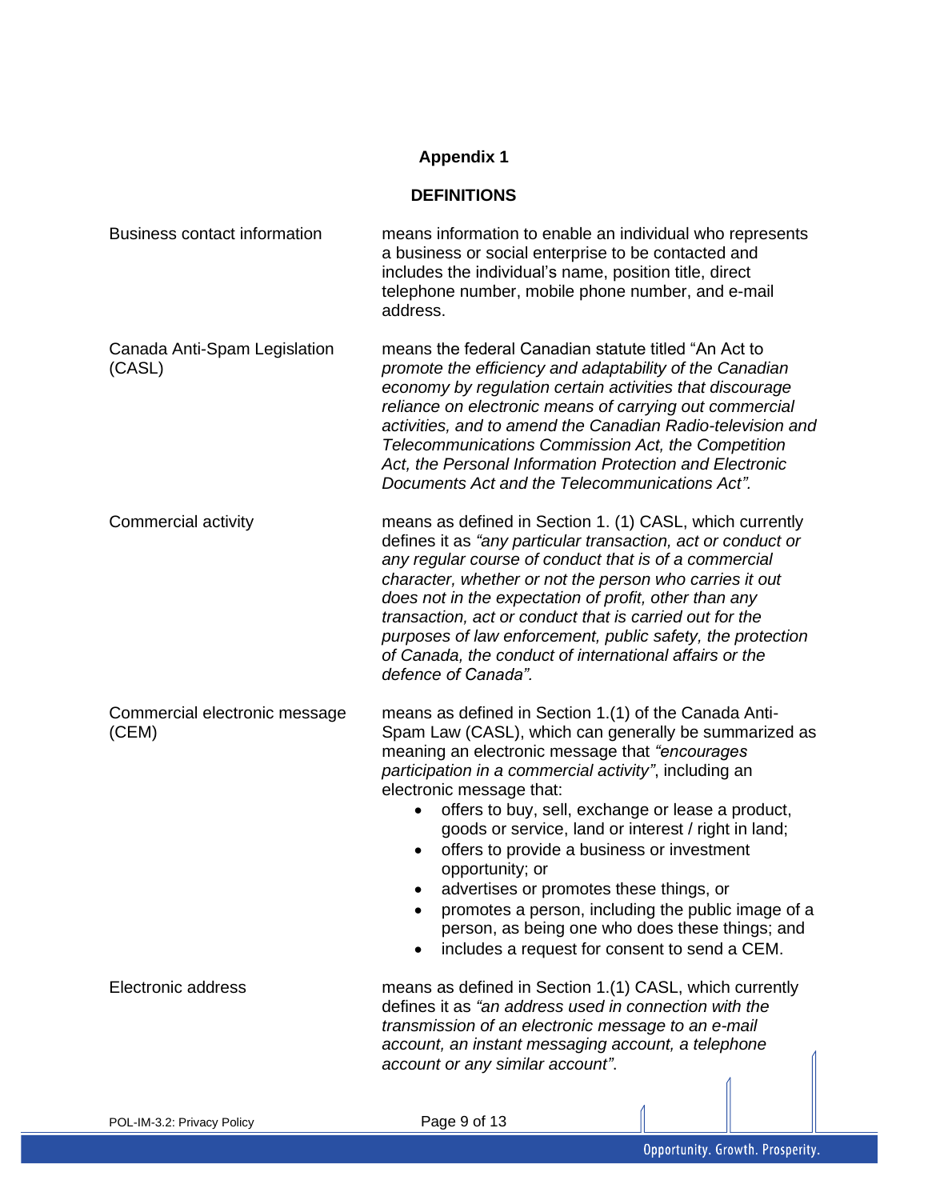# Appendix 1

## DEFINITIONS

| Term | Definition |
| --- | --- |
| Business contact information | means information to enable an individual who represents a business or social enterprise to be contacted and includes the individual's name, position title, direct telephone number, mobile phone number, and e-mail address. |
| Canada Anti-Spam Legislation (CASL) | means the federal Canadian statute titled "An Act to *promote the efficiency and adaptability of the Canadian economy by regulation certain activities that discourage reliance on electronic means of carrying out commercial activities, and to amend the Canadian Radio-television and Telecommunications Commission Act, the Competition Act, the Personal Information Protection and Electronic Documents Act and the Telecommunications Act".* |
| Commercial activity | means as defined in Section 1. (1) CASL, which currently defines it as *"any particular transaction, act or conduct or any regular course of conduct that is of a commercial character, whether or not the person who carries it out does not in the expectation of profit, other than any transaction, act or conduct that is carried out for the purposes of law enforcement, public safety, the protection of Canada, the conduct of international affairs or the defence of Canada".* |
| Commercial electronic message (CEM) | means as defined in Section 1.(1) of the Canada Anti-Spam Law (CASL), which can generally be summarized as meaning an electronic message that *"encourages participation in a commercial activity"*, including an electronic message that:<br>• offers to buy, sell, exchange or lease a product, goods or service, land or interest / right in land;<br>• offers to provide a business or investment opportunity; or<br>• advertises or promotes these things, or<br>• promotes a person, including the public image of a person, as being one who does these things; and<br>• includes a request for consent to send a CEM. |
| Electronic address | means as defined in Section 1.(1) CASL, which currently defines it as *"an address used in connection with the transmission of an electronic message to an e-mail account, an instant messaging account, a telephone account or any similar account"*. |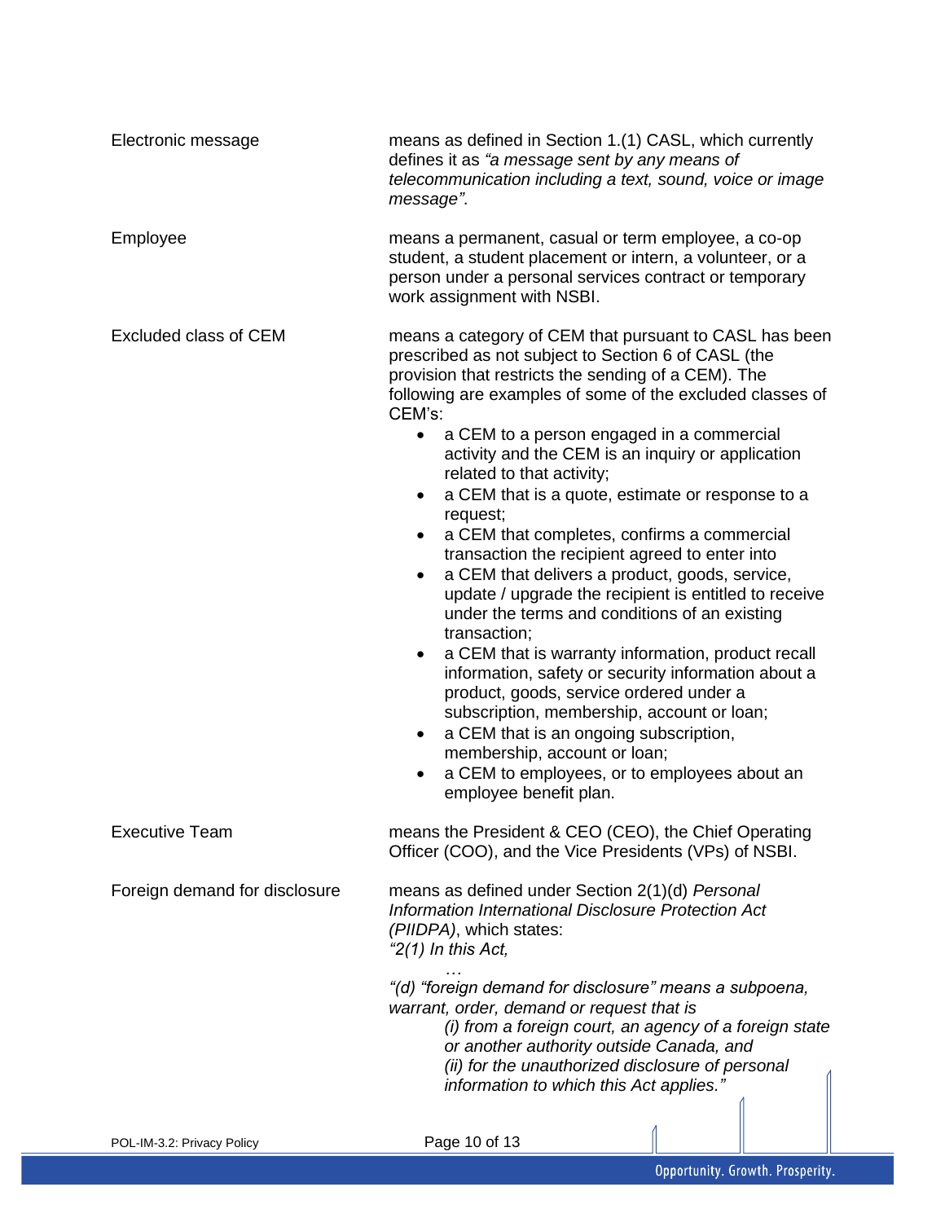| | |
|---|---|
| Electronic message | means as defined in Section 1.(1) CASL, which currently defines it as *"a message sent by any means of telecommunication including a text, sound, voice or image message"*. |
| Employee | means a permanent, casual or term employee, a co-op student, a student placement or intern, a volunteer, or a person under a personal services contract or temporary work assignment with NSBI. |
| Excluded class of CEM | means a category of CEM that pursuant to CASL has been prescribed as not subject to Section 6 of CASL (the provision that restricts the sending of a CEM). The following are examples of some of the excluded classes of CEM's:<br>• a CEM to a person engaged in a commercial activity and the CEM is an inquiry or application related to that activity;<br>• a CEM that is a quote, estimate or response to a request;<br>• a CEM that completes, confirms a commercial transaction the recipient agreed to enter into<br>• a CEM that delivers a product, goods, service, update / upgrade the recipient is entitled to receive under the terms and conditions of an existing transaction;<br>• a CEM that is warranty information, product recall information, safety or security information about a product, goods, service ordered under a subscription, membership, account or loan;<br>• a CEM that is an ongoing subscription, membership, account or loan;<br>• a CEM to employees, or to employees about an employee benefit plan. |
| Executive Team | means the President & CEO (CEO), the Chief Operating Officer (COO), and the Vice Presidents (VPs) of NSBI. |
| Foreign demand for disclosure | means as defined under Section 2(1)(d) *Personal Information International Disclosure Protection Act (PIIDPA)*, which states:<br>*"2(1) In this Act,*<br>*…*<br>*"(d) "foreign demand for disclosure" means a subpoena, warrant, order, demand or request that is*<br>*(i) from a foreign court, an agency of a foreign state or another authority outside Canada, and*<br>*(ii) for the unauthorized disclosure of personal information to which this Act applies."* |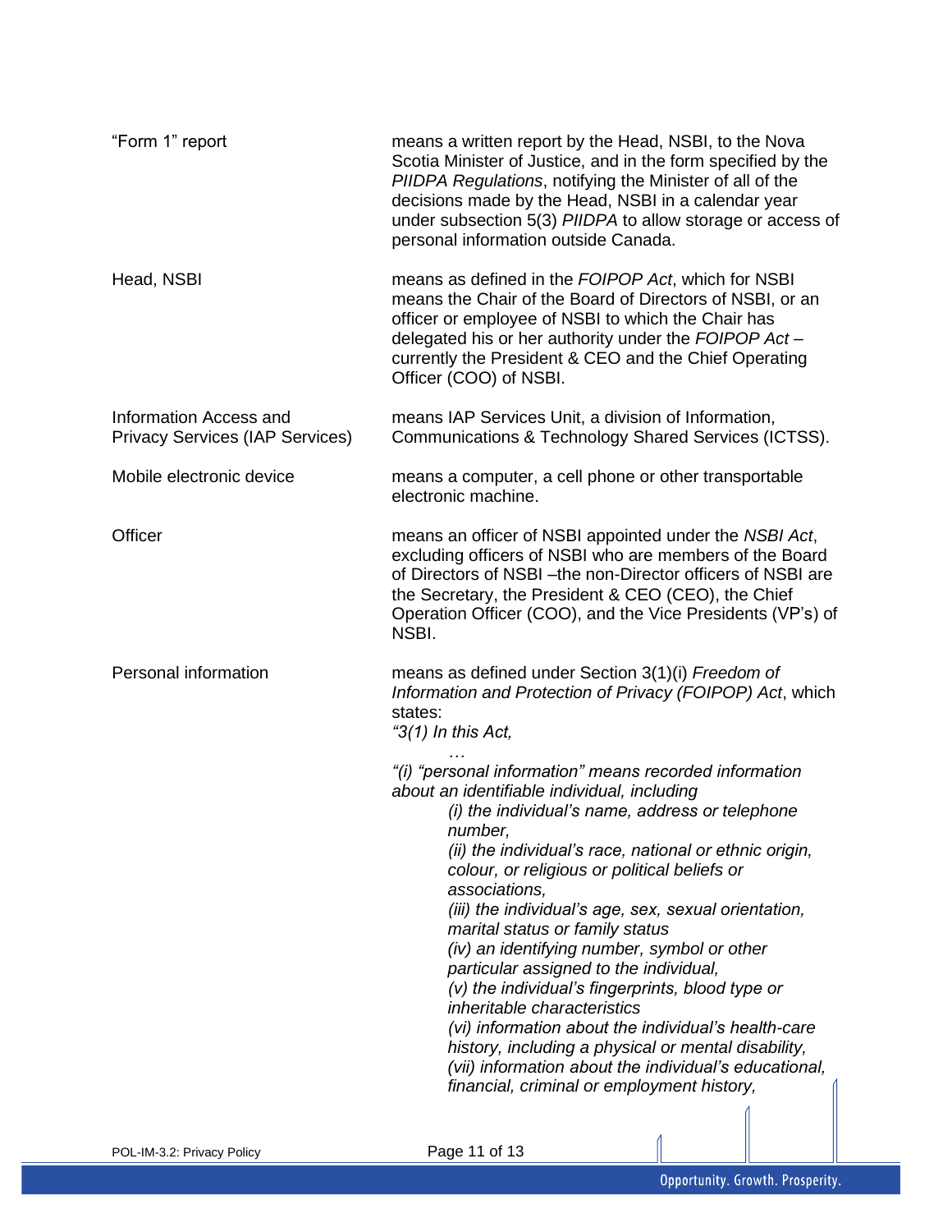| | |
|---|---|
| "Form 1" report | means a written report by the Head, NSBI, to the Nova Scotia Minister of Justice, and in the form specified by the *PIIDPA Regulations*, notifying the Minister of all of the decisions made by the Head, NSBI in a calendar year under subsection 5(3) *PIIDPA* to allow storage or access of personal information outside Canada. |
| Head, NSBI | means as defined in the *FOIPOP Act*, which for NSBI means the Chair of the Board of Directors of NSBI, or an officer or employee of NSBI to which the Chair has delegated his or her authority under the *FOIPOP Act* – currently the President & CEO and the Chief Operating Officer (COO) of NSBI. |
| Information Access and Privacy Services (IAP Services) | means IAP Services Unit, a division of Information, Communications & Technology Shared Services (ICTSS). |
| Mobile electronic device | means a computer, a cell phone or other transportable electronic machine. |
| Officer | means an officer of NSBI appointed under the *NSBI Act*, excluding officers of NSBI who are members of the Board of Directors of NSBI –the non-Director officers of NSBI are the Secretary, the President & CEO (CEO), the Chief Operation Officer (COO), and the Vice Presidents (VP's) of NSBI. |
| Personal information | means as defined under Section 3(1)(i) *Freedom of Information and Protection of Privacy (FOIPOP) Act*, which states:<br>*"3(1) In this Act,*<br>*…*<br>*"(i) "personal information" means recorded information about an identifiable individual, including*<br>*(i) the individual's name, address or telephone number,*<br>*(ii) the individual's race, national or ethnic origin, colour, or religious or political beliefs or associations,*<br>*(iii) the individual's age, sex, sexual orientation, marital status or family status*<br>*(iv) an identifying number, symbol or other particular assigned to the individual,*<br>*(v) the individual's fingerprints, blood type or inheritable characteristics*<br>*(vi) information about the individual's health-care history, including a physical or mental disability,*<br>*(vii) information about the individual's educational, financial, criminal or employment history,* |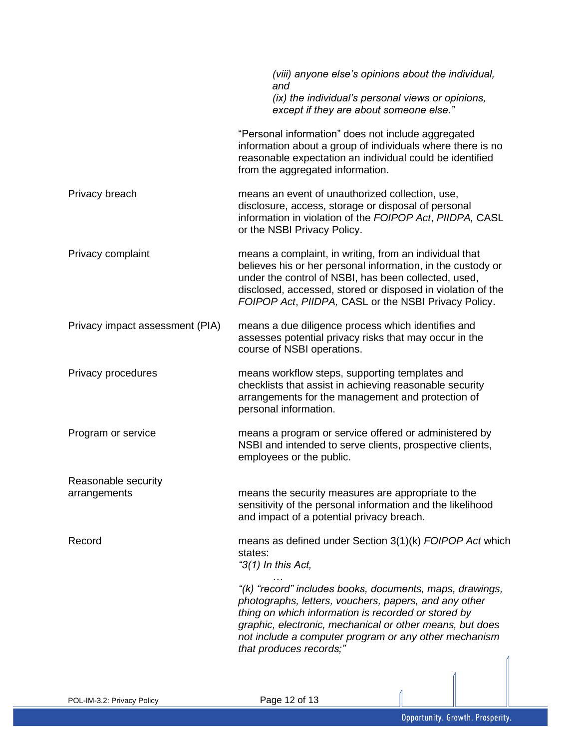| | |
|---|---|
| | *(viii) anyone else's opinions about the individual, and* <br> *(ix) the individual's personal views or opinions, except if they are about someone else."* <br><br> "Personal information" does not include aggregated information about a group of individuals where there is no reasonable expectation an individual could be identified from the aggregated information. |
| Privacy breach | means an event of unauthorized collection, use, disclosure, access, storage or disposal of personal information in violation of the *FOIPOP Act*, *PIIDPA,* CASL or the NSBI Privacy Policy. |
| Privacy complaint | means a complaint, in writing, from an individual that believes his or her personal information, in the custody or under the control of NSBI, has been collected, used, disclosed, accessed, stored or disposed in violation of the *FOIPOP Act*, *PIIDPA,* CASL or the NSBI Privacy Policy. |
| Privacy impact assessment (PIA) | means a due diligence process which identifies and assesses potential privacy risks that may occur in the course of NSBI operations. |
| Privacy procedures | means workflow steps, supporting templates and checklists that assist in achieving reasonable security arrangements for the management and protection of personal information. |
| Program or service | means a program or service offered or administered by NSBI and intended to serve clients, prospective clients, employees or the public. |
| Reasonable security arrangements | means the security measures are appropriate to the sensitivity of the personal information and the likelihood and impact of a potential privacy breach. |
| Record | means as defined under Section 3(1)(k) *FOIPOP Act* which states: <br> *"3(1) In this Act,* <br> *…* <br> *"(k) "record" includes books, documents, maps, drawings, photographs, letters, vouchers, papers, and any other thing on which information is recorded or stored by graphic, electronic, mechanical or other means, but does not include a computer program or any other mechanism that produces records;"* |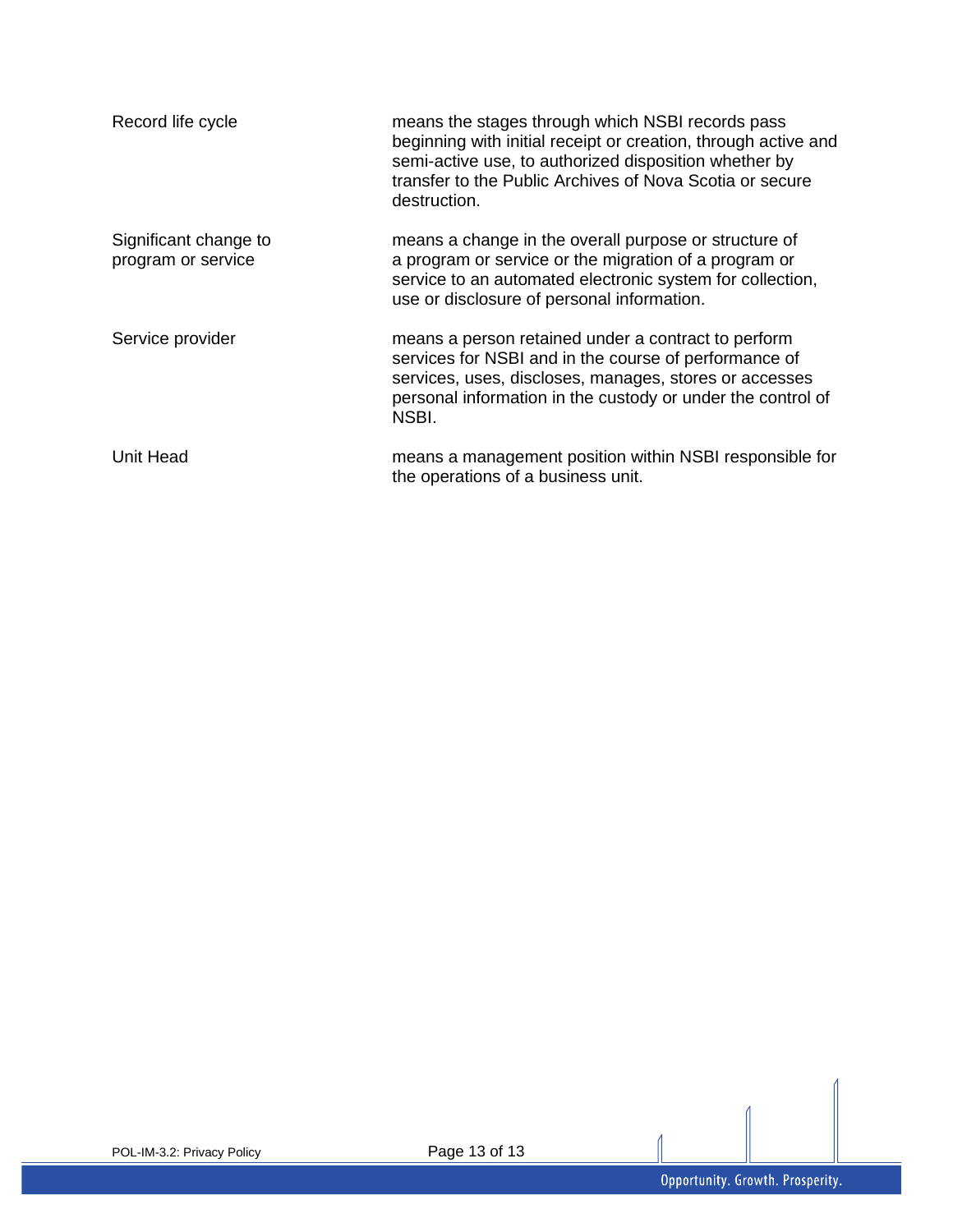| | |
|---|---|
| Record life cycle | means the stages through which NSBI records pass beginning with initial receipt or creation, through active and semi-active use, to authorized disposition whether by transfer to the Public Archives of Nova Scotia or secure destruction. |
| Significant change to program or service | means a change in the overall purpose or structure of a program or service or the migration of a program or service to an automated electronic system for collection, use or disclosure of personal information. |
| Service provider | means a person retained under a contract to perform services for NSBI and in the course of performance of services, uses, discloses, manages, stores or accesses personal information in the custody or under the control of NSBI. |
| Unit Head | means a management position within NSBI responsible for the operations of a business unit. |